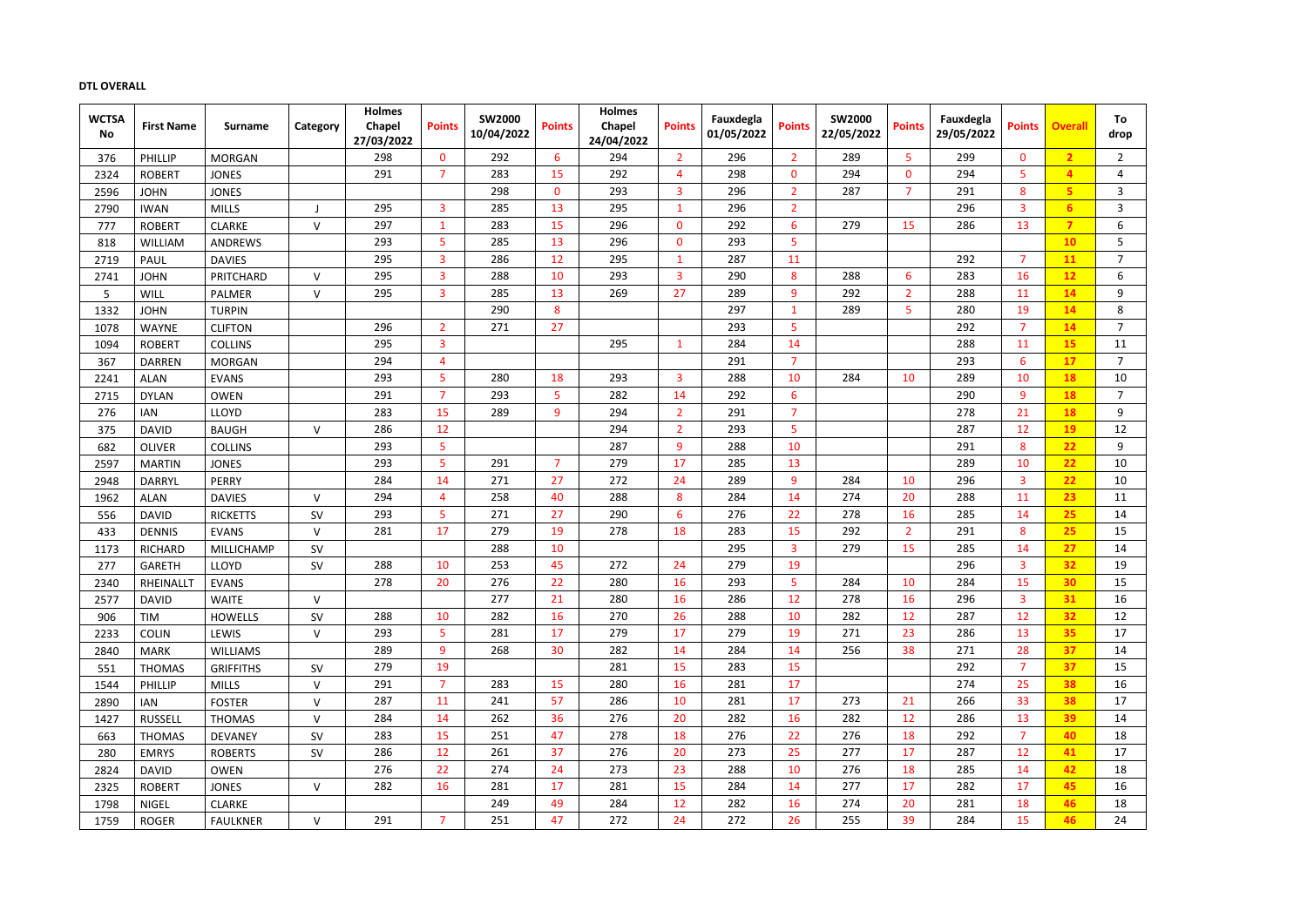**DTL OVERALL**

| WCTSA No | First Name | Surname | Category | Holmes Chapel 27/03/2022 | Points | SW2000 10/04/2022 | Points | Holmes Chapel 24/04/2022 | Points | Fauxdegla 01/05/2022 | Points | SW2000 22/05/2022 | Points | Fauxdegla 29/05/2022 | Points | Overall | To drop |
|---|---|---|---|---|---|---|---|---|---|---|---|---|---|---|---|---|---|
| 376 | PHILLIP | MORGAN | | 298 | 0 | 292 | 6 | 294 | 2 | 296 | 2 | 289 | 5 | 299 | 0 | 2 | 2 |
| 2324 | ROBERT | JONES | | 291 | 7 | 283 | 15 | 292 | 4 | 298 | 0 | 294 | 0 | 294 | 5 | 4 | 4 |
| 2596 | JOHN | JONES | | | | 298 | 0 | 293 | 3 | 296 | 2 | 287 | 7 | 291 | 8 | 5 | 3 |
| 2790 | IWAN | MILLS | J | 295 | 3 | 285 | 13 | 295 | 1 | 296 | 2 | | | 296 | 3 | 6 | 3 |
| 777 | ROBERT | CLARKE | V | 297 | 1 | 283 | 15 | 296 | 0 | 292 | 6 | 279 | 15 | 286 | 13 | 7 | 6 |
| 818 | WILLIAM | ANDREWS | | 293 | 5 | 285 | 13 | 296 | 0 | 293 | 5 | | | | | 10 | 5 |
| 2719 | PAUL | DAVIES | | 295 | 3 | 286 | 12 | 295 | 1 | 287 | 11 | | | 292 | 7 | 11 | 7 |
| 2741 | JOHN | PRITCHARD | V | 295 | 3 | 288 | 10 | 293 | 3 | 290 | 8 | 288 | 6 | 283 | 16 | 12 | 6 |
| 5 | WILL | PALMER | V | 295 | 3 | 285 | 13 | 269 | 27 | 289 | 9 | 292 | 2 | 288 | 11 | 14 | 9 |
| 1332 | JOHN | TURPIN | | | | 290 | 8 | | | 297 | 1 | 289 | 5 | 280 | 19 | 14 | 8 |
| 1078 | WAYNE | CLIFTON | | 296 | 2 | 271 | 27 | | | 293 | 5 | | | 292 | 7 | 14 | 7 |
| 1094 | ROBERT | COLLINS | | 295 | 3 | | | 295 | 1 | 284 | 14 | | | 288 | 11 | 15 | 11 |
| 367 | DARREN | MORGAN | | 294 | 4 | | | | | 291 | 7 | | | 293 | 6 | 17 | 7 |
| 2241 | ALAN | EVANS | | 293 | 5 | 280 | 18 | 293 | 3 | 288 | 10 | 284 | 10 | 289 | 10 | 18 | 10 |
| 2715 | DYLAN | OWEN | | 291 | 7 | 293 | 5 | 282 | 14 | 292 | 6 | | | 290 | 9 | 18 | 7 |
| 276 | IAN | LLOYD | | 283 | 15 | 289 | 9 | 294 | 2 | 291 | 7 | | | 278 | 21 | 18 | 9 |
| 375 | DAVID | BAUGH | V | 286 | 12 | | | 294 | 2 | 293 | 5 | | | 287 | 12 | 19 | 12 |
| 682 | OLIVER | COLLINS | | 293 | 5 | | | 287 | 9 | 288 | 10 | | | 291 | 8 | 22 | 9 |
| 2597 | MARTIN | JONES | | 293 | 5 | 291 | 7 | 279 | 17 | 285 | 13 | | | 289 | 10 | 22 | 10 |
| 2948 | DARRYL | PERRY | | 284 | 14 | 271 | 27 | 272 | 24 | 289 | 9 | 284 | 10 | 296 | 3 | 22 | 10 |
| 1962 | ALAN | DAVIES | V | 294 | 4 | 258 | 40 | 288 | 8 | 284 | 14 | 274 | 20 | 288 | 11 | 23 | 11 |
| 556 | DAVID | RICKETTS | SV | 293 | 5 | 271 | 27 | 290 | 6 | 276 | 22 | 278 | 16 | 285 | 14 | 25 | 14 |
| 433 | DENNIS | EVANS | V | 281 | 17 | 279 | 19 | 278 | 18 | 283 | 15 | 292 | 2 | 291 | 8 | 25 | 15 |
| 1173 | RICHARD | MILLICHAMP | SV | | | 288 | 10 | | | 295 | 3 | 279 | 15 | 285 | 14 | 27 | 14 |
| 277 | GARETH | LLOYD | SV | 288 | 10 | 253 | 45 | 272 | 24 | 279 | 19 | | | 296 | 3 | 32 | 19 |
| 2340 | RHEINALLT | EVANS | | 278 | 20 | 276 | 22 | 280 | 16 | 293 | 5 | 284 | 10 | 284 | 15 | 30 | 15 |
| 2577 | DAVID | WAITE | V | | | 277 | 21 | 280 | 16 | 286 | 12 | 278 | 16 | 296 | 3 | 31 | 16 |
| 906 | TIM | HOWELLS | SV | 288 | 10 | 282 | 16 | 270 | 26 | 288 | 10 | 282 | 12 | 287 | 12 | 32 | 12 |
| 2233 | COLIN | LEWIS | V | 293 | 5 | 281 | 17 | 279 | 17 | 279 | 19 | 271 | 23 | 286 | 13 | 35 | 17 |
| 2840 | MARK | WILLIAMS | | 289 | 9 | 268 | 30 | 282 | 14 | 284 | 14 | 256 | 38 | 271 | 28 | 37 | 14 |
| 551 | THOMAS | GRIFFITHS | SV | 279 | 19 | | | 281 | 15 | 283 | 15 | | | 292 | 7 | 37 | 15 |
| 1544 | PHILLIP | MILLS | V | 291 | 7 | 283 | 15 | 280 | 16 | 281 | 17 | | | 274 | 25 | 38 | 16 |
| 2890 | IAN | FOSTER | V | 287 | 11 | 241 | 57 | 286 | 10 | 281 | 17 | 273 | 21 | 266 | 33 | 38 | 17 |
| 1427 | RUSSELL | THOMAS | V | 284 | 14 | 262 | 36 | 276 | 20 | 282 | 16 | 282 | 12 | 286 | 13 | 39 | 14 |
| 663 | THOMAS | DEVANEY | SV | 283 | 15 | 251 | 47 | 278 | 18 | 276 | 22 | 276 | 18 | 292 | 7 | 40 | 18 |
| 280 | EMRYS | ROBERTS | SV | 286 | 12 | 261 | 37 | 276 | 20 | 273 | 25 | 277 | 17 | 287 | 12 | 41 | 17 |
| 2824 | DAVID | OWEN | | 276 | 22 | 274 | 24 | 273 | 23 | 288 | 10 | 276 | 18 | 285 | 14 | 42 | 18 |
| 2325 | ROBERT | JONES | V | 282 | 16 | 281 | 17 | 281 | 15 | 284 | 14 | 277 | 17 | 282 | 17 | 45 | 16 |
| 1798 | NIGEL | CLARKE | | | | 249 | 49 | 284 | 12 | 282 | 16 | 274 | 20 | 281 | 18 | 46 | 18 |
| 1759 | ROGER | FAULKNER | V | 291 | 7 | 251 | 47 | 272 | 24 | 272 | 26 | 255 | 39 | 284 | 15 | 46 | 24 |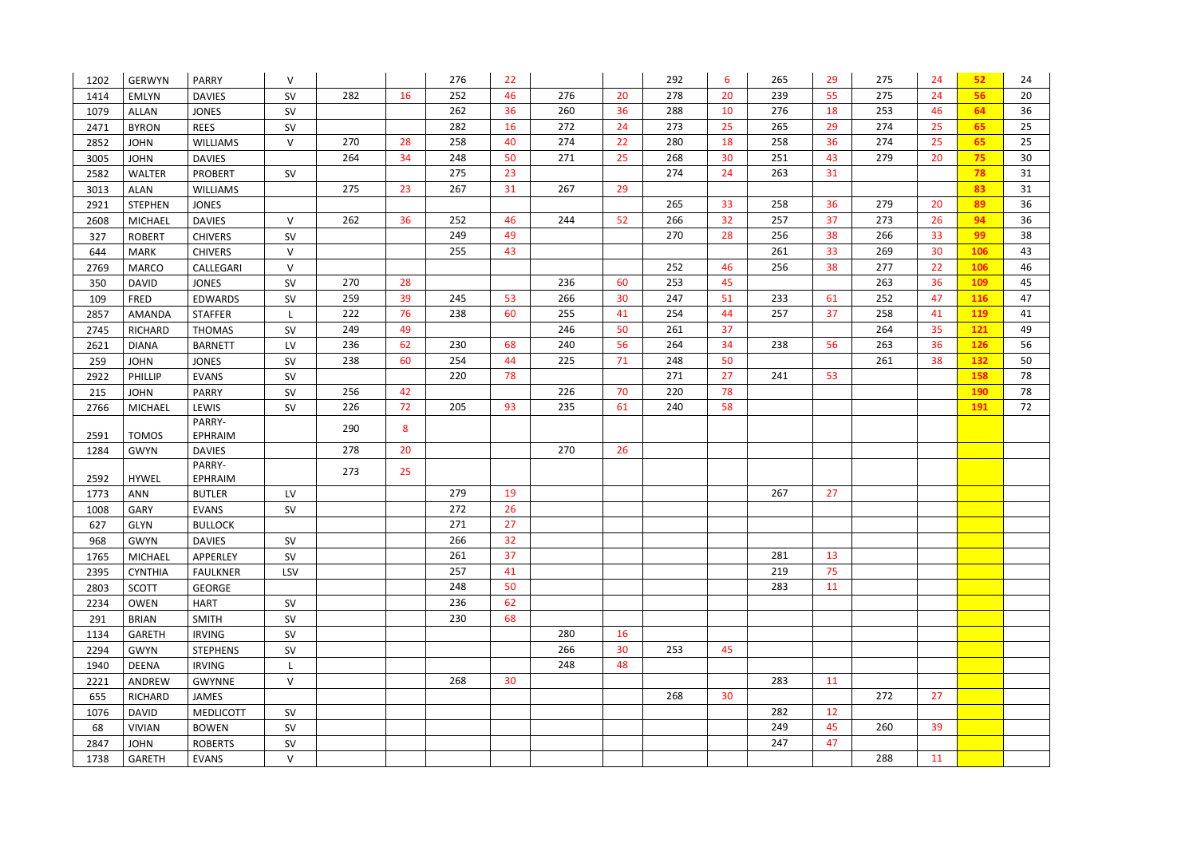| | | | | | | | | | | | | | | | | | |
|---|---|---|---|---|---|---|---|---|---|---|---|---|---|---|---|---|---|
| 1202 | GERWYN | PARRY | V | | | 276 | 22 | | | 292 | 6 | 265 | 29 | 275 | 24 | **52** | 24 |
| 1414 | EMLYN | DAVIES | SV | 282 | 16 | 252 | 46 | 276 | 20 | 278 | 20 | 239 | 55 | 275 | 24 | **56** | 20 |
| 1079 | ALLAN | JONES | SV | | | 262 | 36 | 260 | 36 | 288 | 10 | 276 | 18 | 253 | 46 | **64** | 36 |
| 2471 | BYRON | REES | SV | | | 282 | 16 | 272 | 24 | 273 | 25 | 265 | 29 | 274 | 25 | **65** | 25 |
| 2852 | JOHN | WILLIAMS | V | 270 | 28 | 258 | 40 | 274 | 22 | 280 | 18 | 258 | 36 | 274 | 25 | **65** | 25 |
| 3005 | JOHN | DAVIES | | 264 | 34 | 248 | 50 | 271 | 25 | 268 | 30 | 251 | 43 | 279 | 20 | **75** | 30 |
| 2582 | WALTER | PROBERT | SV | | | 275 | 23 | | | 274 | 24 | 263 | 31 | | | **78** | 31 |
| 3013 | ALAN | WILLIAMS | | 275 | 23 | 267 | 31 | 267 | 29 | | | | | | | **83** | 31 |
| 2921 | STEPHEN | JONES | | | | | | | | 265 | 33 | 258 | 36 | 279 | 20 | **89** | 36 |
| 2608 | MICHAEL | DAVIES | V | 262 | 36 | 252 | 46 | 244 | 52 | 266 | 32 | 257 | 37 | 273 | 26 | **94** | 36 |
| 327 | ROBERT | CHIVERS | SV | | | 249 | 49 | | | 270 | 28 | 256 | 38 | 266 | 33 | **99** | 38 |
| 644 | MARK | CHIVERS | V | | | 255 | 43 | | | | | 261 | 33 | 269 | 30 | **106** | 43 |
| 2769 | MARCO | CALLEGARI | V | | | | | | | 252 | 46 | 256 | 38 | 277 | 22 | **106** | 46 |
| 350 | DAVID | JONES | SV | 270 | 28 | | | 236 | 60 | 253 | 45 | | | 263 | 36 | **109** | 45 |
| 109 | FRED | EDWARDS | SV | 259 | 39 | 245 | 53 | 266 | 30 | 247 | 51 | 233 | 61 | 252 | 47 | **116** | 47 |
| 2857 | AMANDA | STAFFER | L | 222 | 76 | 238 | 60 | 255 | 41 | 254 | 44 | 257 | 37 | 258 | 41 | **119** | 41 |
| 2745 | RICHARD | THOMAS | SV | 249 | 49 | | | 246 | 50 | 261 | 37 | | | 264 | 35 | **121** | 49 |
| 2621 | DIANA | BARNETT | LV | 236 | 62 | 230 | 68 | 240 | 56 | 264 | 34 | 238 | 56 | 263 | 36 | **126** | 56 |
| 259 | JOHN | JONES | SV | 238 | 60 | 254 | 44 | 225 | 71 | 248 | 50 | | | 261 | 38 | **132** | 50 |
| 2922 | PHILLIP | EVANS | SV | | | 220 | 78 | | | 271 | 27 | 241 | 53 | | | **158** | 78 |
| 215 | JOHN | PARRY | SV | 256 | 42 | | | 226 | 70 | 220 | 78 | | | | | **190** | 78 |
| 2766 | MICHAEL | LEWIS | SV | 226 | 72 | 205 | 93 | 235 | 61 | 240 | 58 | | | | | **191** | 72 |
| 2591 | TOMOS | PARRY-EPHRAIM | | 290 | 8 | | | | | | | | | | | | |
| 1284 | GWYN | DAVIES | | 278 | 20 | | | 270 | 26 | | | | | | | | |
| 2592 | HYWEL | PARRY-EPHRAIM | | 273 | 25 | | | | | | | | | | | | |
| 1773 | ANN | BUTLER | LV | | | 279 | 19 | | | | | 267 | 27 | | | | |
| 1008 | GARY | EVANS | SV | | | 272 | 26 | | | | | | | | | | |
| 627 | GLYN | BULLOCK | | | | 271 | 27 | | | | | | | | | | |
| 968 | GWYN | DAVIES | SV | | | 266 | 32 | | | | | | | | | | |
| 1765 | MICHAEL | APPERLEY | SV | | | 261 | 37 | | | | | 281 | 13 | | | | |
| 2395 | CYNTHIA | FAULKNER | LSV | | | 257 | 41 | | | | | 219 | 75 | | | | |
| 2803 | SCOTT | GEORGE | | | | 248 | 50 | | | | | 283 | 11 | | | | |
| 2234 | OWEN | HART | SV | | | 236 | 62 | | | | | | | | | | |
| 291 | BRIAN | SMITH | SV | | | 230 | 68 | | | | | | | | | | |
| 1134 | GARETH | IRVING | SV | | | | | 280 | 16 | | | | | | | | |
| 2294 | GWYN | STEPHENS | SV | | | | | 266 | 30 | 253 | 45 | | | | | | |
| 1940 | DEENA | IRVING | L | | | | | 248 | 48 | | | | | | | | |
| 2221 | ANDREW | GWYNNE | V | | | 268 | 30 | | | | | 283 | 11 | | | | |
| 655 | RICHARD | JAMES | | | | | | | | 268 | 30 | | | 272 | 27 | | |
| 1076 | DAVID | MEDLICOTT | SV | | | | | | | | | 282 | 12 | | | | |
| 68 | VIVIAN | BOWEN | SV | | | | | | | | | 249 | 45 | 260 | 39 | | |
| 2847 | JOHN | ROBERTS | SV | | | | | | | | | 247 | 47 | | | | |
| 1738 | GARETH | EVANS | V | | | | | | | | | | | 288 | 11 | | |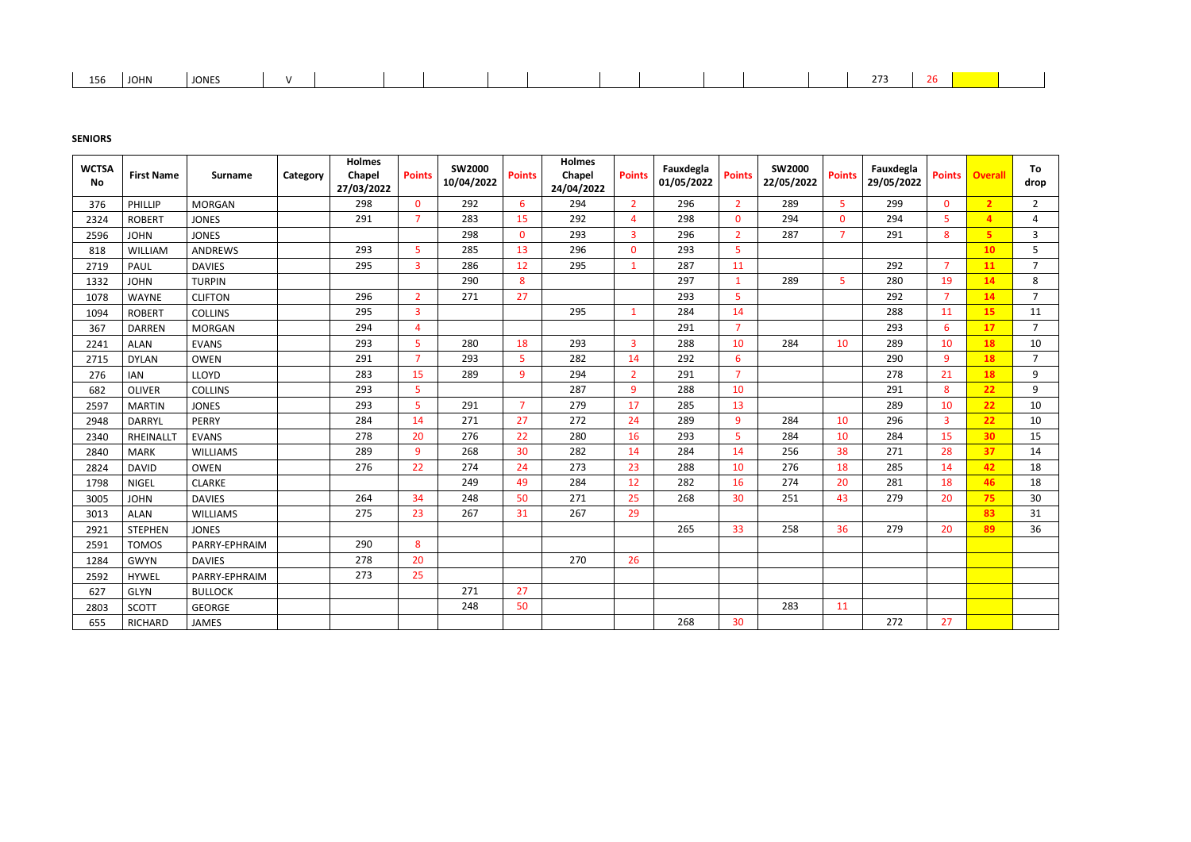| | | | | | | | | | | | | | | | | | |
|---|---|---|---|---|---|---|---|---|---|---|---|---|---|---|---|---|---|
| 156 | JOHN | JONES | V | | | | | | | | | | | 273 | 26 | | |

**SENIORS**

| WCTSA No | First Name | Surname | Category | Holmes Chapel 27/03/2022 | Points | SW2000 10/04/2022 | Points | Holmes Chapel 24/04/2022 | Points | Fauxdegla 01/05/2022 | Points | SW2000 22/05/2022 | Points | Fauxdegla 29/05/2022 | Points | Overall | To drop |
|---|---|---|---|---|---|---|---|---|---|---|---|---|---|---|---|---|---|
| 376 | PHILLIP | MORGAN | | 298 | 0 | 292 | 6 | 294 | 2 | 296 | 2 | 289 | 5 | 299 | 0 | 2 | 2 |
| 2324 | ROBERT | JONES | | 291 | 7 | 283 | 15 | 292 | 4 | 298 | 0 | 294 | 0 | 294 | 5 | 4 | 4 |
| 2596 | JOHN | JONES | | | | 298 | 0 | 293 | 3 | 296 | 2 | 287 | 7 | 291 | 8 | 5 | 3 |
| 818 | WILLIAM | ANDREWS | | 293 | 5 | 285 | 13 | 296 | 0 | 293 | 5 | | | | | 10 | 5 |
| 2719 | PAUL | DAVIES | | 295 | 3 | 286 | 12 | 295 | 1 | 287 | 11 | | | 292 | 7 | 11 | 7 |
| 1332 | JOHN | TURPIN | | | | 290 | 8 | | | 297 | 1 | 289 | 5 | 280 | 19 | 14 | 8 |
| 1078 | WAYNE | CLIFTON | | 296 | 2 | 271 | 27 | | | 293 | 5 | | | 292 | 7 | 14 | 7 |
| 1094 | ROBERT | COLLINS | | 295 | 3 | | | 295 | 1 | 284 | 14 | | | 288 | 11 | 15 | 11 |
| 367 | DARREN | MORGAN | | 294 | 4 | | | | | 291 | 7 | | | 293 | 6 | 17 | 7 |
| 2241 | ALAN | EVANS | | 293 | 5 | 280 | 18 | 293 | 3 | 288 | 10 | 284 | 10 | 289 | 10 | 18 | 10 |
| 2715 | DYLAN | OWEN | | 291 | 7 | 293 | 5 | 282 | 14 | 292 | 6 | | | 290 | 9 | 18 | 7 |
| 276 | IAN | LLOYD | | 283 | 15 | 289 | 9 | 294 | 2 | 291 | 7 | | | 278 | 21 | 18 | 9 |
| 682 | OLIVER | COLLINS | | 293 | 5 | | | 287 | 9 | 288 | 10 | | | 291 | 8 | 22 | 9 |
| 2597 | MARTIN | JONES | | 293 | 5 | 291 | 7 | 279 | 17 | 285 | 13 | | | 289 | 10 | 22 | 10 |
| 2948 | DARRYL | PERRY | | 284 | 14 | 271 | 27 | 272 | 24 | 289 | 9 | 284 | 10 | 296 | 3 | 22 | 10 |
| 2340 | RHEINALLT | EVANS | | 278 | 20 | 276 | 22 | 280 | 16 | 293 | 5 | 284 | 10 | 284 | 15 | 30 | 15 |
| 2840 | MARK | WILLIAMS | | 289 | 9 | 268 | 30 | 282 | 14 | 284 | 14 | 256 | 38 | 271 | 28 | 37 | 14 |
| 2824 | DAVID | OWEN | | 276 | 22 | 274 | 24 | 273 | 23 | 288 | 10 | 276 | 18 | 285 | 14 | 42 | 18 |
| 1798 | NIGEL | CLARKE | | | | 249 | 49 | 284 | 12 | 282 | 16 | 274 | 20 | 281 | 18 | 46 | 18 |
| 3005 | JOHN | DAVIES | | 264 | 34 | 248 | 50 | 271 | 25 | 268 | 30 | 251 | 43 | 279 | 20 | 75 | 30 |
| 3013 | ALAN | WILLIAMS | | 275 | 23 | 267 | 31 | 267 | 29 | | | | | | | 83 | 31 |
| 2921 | STEPHEN | JONES | | | | | | | | 265 | 33 | 258 | 36 | 279 | 20 | 89 | 36 |
| 2591 | TOMOS | PARRY-EPHRAIM | | 290 | 8 | | | | | | | | | | | | |
| 1284 | GWYN | DAVIES | | 278 | 20 | | | 270 | 26 | | | | | | | | |
| 2592 | HYWEL | PARRY-EPHRAIM | | 273 | 25 | | | | | | | | | | | | |
| 627 | GLYN | BULLOCK | | | | 271 | 27 | | | | | | | | | | |
| 2803 | SCOTT | GEORGE | | | | 248 | 50 | | | | | 283 | 11 | | | | |
| 655 | RICHARD | JAMES | | | | | | | | 268 | 30 | | | 272 | 27 | | |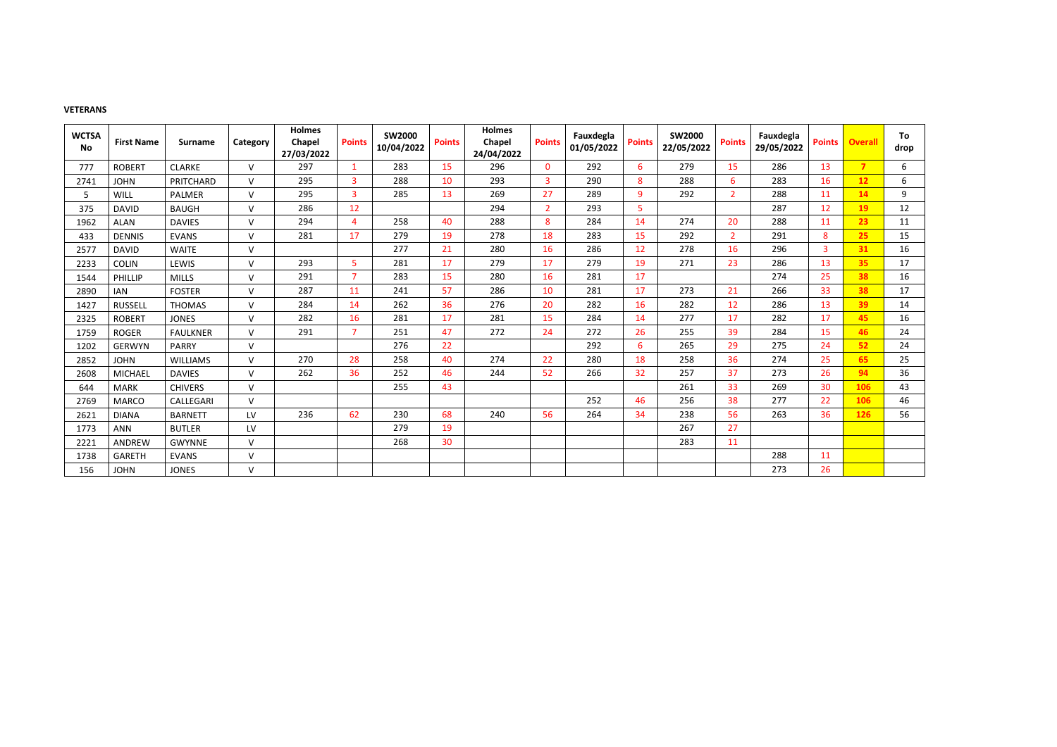**VETERANS**

| WCTSA No | First Name | Surname | Category | Holmes Chapel 27/03/2022 | Points | SW2000 10/04/2022 | Points | Holmes Chapel 24/04/2022 | Points | Fauxdegla 01/05/2022 | Points | SW2000 22/05/2022 | Points | Fauxdegla 29/05/2022 | Points | Overall | To drop |
|---|---|---|---|---|---|---|---|---|---|---|---|---|---|---|---|---|---|
| 777 | ROBERT | CLARKE | V | 297 | 1 | 283 | 15 | 296 | 0 | 292 | 6 | 279 | 15 | 286 | 13 | **7** | 6 |
| 2741 | JOHN | PRITCHARD | V | 295 | 3 | 288 | 10 | 293 | 3 | 290 | 8 | 288 | 6 | 283 | 16 | **12** | 6 |
| 5 | WILL | PALMER | V | 295 | 3 | 285 | 13 | 269 | 27 | 289 | 9 | 292 | 2 | 288 | 11 | **14** | 9 |
| 375 | DAVID | BAUGH | V | 286 | 12 | | | 294 | 2 | 293 | 5 | | | 287 | 12 | **19** | 12 |
| 1962 | ALAN | DAVIES | V | 294 | 4 | 258 | 40 | 288 | 8 | 284 | 14 | 274 | 20 | 288 | 11 | **23** | 11 |
| 433 | DENNIS | EVANS | V | 281 | 17 | 279 | 19 | 278 | 18 | 283 | 15 | 292 | 2 | 291 | 8 | **25** | 15 |
| 2577 | DAVID | WAITE | V | | | 277 | 21 | 280 | 16 | 286 | 12 | 278 | 16 | 296 | 3 | **31** | 16 |
| 2233 | COLIN | LEWIS | V | 293 | 5 | 281 | 17 | 279 | 17 | 279 | 19 | 271 | 23 | 286 | 13 | **35** | 17 |
| 1544 | PHILLIP | MILLS | V | 291 | 7 | 283 | 15 | 280 | 16 | 281 | 17 | | | 274 | 25 | **38** | 16 |
| 2890 | IAN | FOSTER | V | 287 | 11 | 241 | 57 | 286 | 10 | 281 | 17 | 273 | 21 | 266 | 33 | **38** | 17 |
| 1427 | RUSSELL | THOMAS | V | 284 | 14 | 262 | 36 | 276 | 20 | 282 | 16 | 282 | 12 | 286 | 13 | **39** | 14 |
| 2325 | ROBERT | JONES | V | 282 | 16 | 281 | 17 | 281 | 15 | 284 | 14 | 277 | 17 | 282 | 17 | **45** | 16 |
| 1759 | ROGER | FAULKNER | V | 291 | 7 | 251 | 47 | 272 | 24 | 272 | 26 | 255 | 39 | 284 | 15 | **46** | 24 |
| 1202 | GERWYN | PARRY | V | | | 276 | 22 | | | 292 | 6 | 265 | 29 | 275 | 24 | **52** | 24 |
| 2852 | JOHN | WILLIAMS | V | 270 | 28 | 258 | 40 | 274 | 22 | 280 | 18 | 258 | 36 | 274 | 25 | **65** | 25 |
| 2608 | MICHAEL | DAVIES | V | 262 | 36 | 252 | 46 | 244 | 52 | 266 | 32 | 257 | 37 | 273 | 26 | **94** | 36 |
| 644 | MARK | CHIVERS | V | | | 255 | 43 | | | | | 261 | 33 | 269 | 30 | **106** | 43 |
| 2769 | MARCO | CALLEGARI | V | | | | | | | 252 | 46 | 256 | 38 | 277 | 22 | **106** | 46 |
| 2621 | DIANA | BARNETT | LV | 236 | 62 | 230 | 68 | 240 | 56 | 264 | 34 | 238 | 56 | 263 | 36 | **126** | 56 |
| 1773 | ANN | BUTLER | LV | | | 279 | 19 | | | | | 267 | 27 | | | | |
| 2221 | ANDREW | GWYNNE | V | | | 268 | 30 | | | | | 283 | 11 | | | | |
| 1738 | GARETH | EVANS | V | | | | | | | | | | | 288 | 11 | | |
| 156 | JOHN | JONES | V | | | | | | | | | | | 273 | 26 | | |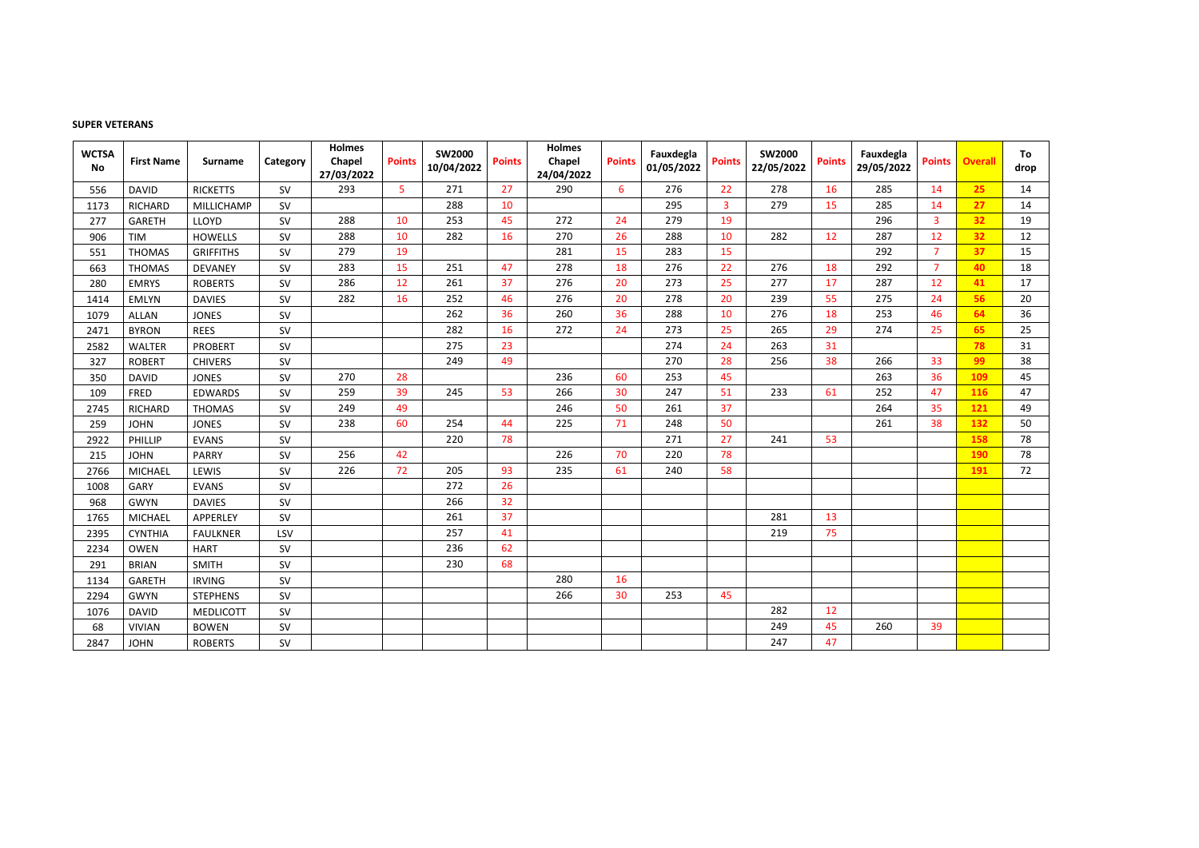**SUPER VETERANS**

| WCTSA No | First Name | Surname | Category | Holmes Chapel 27/03/2022 | Points | SW2000 10/04/2022 | Points | Holmes Chapel 24/04/2022 | Points | Fauxdegla 01/05/2022 | Points | SW2000 22/05/2022 | Points | Fauxdegla 29/05/2022 | Points | Overall | To drop |
|---|---|---|---|---|---|---|---|---|---|---|---|---|---|---|---|---|---|
| 556 | DAVID | RICKETTS | SV | 293 | 5 | 271 | 27 | 290 | 6 | 276 | 22 | 278 | 16 | 285 | 14 | **25** | 14 |
| 1173 | RICHARD | MILLICHAMP | SV | | | 288 | 10 | | | 295 | 3 | 279 | 15 | 285 | 14 | **27** | 14 |
| 277 | GARETH | LLOYD | SV | 288 | 10 | 253 | 45 | 272 | 24 | 279 | 19 | | | 296 | 3 | **32** | 19 |
| 906 | TIM | HOWELLS | SV | 288 | 10 | 282 | 16 | 270 | 26 | 288 | 10 | 282 | 12 | 287 | 12 | **32** | 12 |
| 551 | THOMAS | GRIFFITHS | SV | 279 | 19 | | | 281 | 15 | 283 | 15 | | | 292 | 7 | **37** | 15 |
| 663 | THOMAS | DEVANEY | SV | 283 | 15 | 251 | 47 | 278 | 18 | 276 | 22 | 276 | 18 | 292 | 7 | **40** | 18 |
| 280 | EMRYS | ROBERTS | SV | 286 | 12 | 261 | 37 | 276 | 20 | 273 | 25 | 277 | 17 | 287 | 12 | **41** | 17 |
| 1414 | EMLYN | DAVIES | SV | 282 | 16 | 252 | 46 | 276 | 20 | 278 | 20 | 239 | 55 | 275 | 24 | **56** | 20 |
| 1079 | ALLAN | JONES | SV | | | 262 | 36 | 260 | 36 | 288 | 10 | 276 | 18 | 253 | 46 | **64** | 36 |
| 2471 | BYRON | REES | SV | | | 282 | 16 | 272 | 24 | 273 | 25 | 265 | 29 | 274 | 25 | **65** | 25 |
| 2582 | WALTER | PROBERT | SV | | | 275 | 23 | | | 274 | 24 | 263 | 31 | | | **78** | 31 |
| 327 | ROBERT | CHIVERS | SV | | | 249 | 49 | | | 270 | 28 | 256 | 38 | 266 | 33 | **99** | 38 |
| 350 | DAVID | JONES | SV | 270 | 28 | | | 236 | 60 | 253 | 45 | | | 263 | 36 | **109** | 45 |
| 109 | FRED | EDWARDS | SV | 259 | 39 | 245 | 53 | 266 | 30 | 247 | 51 | 233 | 61 | 252 | 47 | **116** | 47 |
| 2745 | RICHARD | THOMAS | SV | 249 | 49 | | | 246 | 50 | 261 | 37 | | | 264 | 35 | **121** | 49 |
| 259 | JOHN | JONES | SV | 238 | 60 | 254 | 44 | 225 | 71 | 248 | 50 | | | 261 | 38 | **132** | 50 |
| 2922 | PHILLIP | EVANS | SV | | | 220 | 78 | | | 271 | 27 | 241 | 53 | | | **158** | 78 |
| 215 | JOHN | PARRY | SV | 256 | 42 | | | 226 | 70 | 220 | 78 | | | | | **190** | 78 |
| 2766 | MICHAEL | LEWIS | SV | 226 | 72 | 205 | 93 | 235 | 61 | 240 | 58 | | | | | **191** | 72 |
| 1008 | GARY | EVANS | SV | | | 272 | 26 | | | | | | | | | | |
| 968 | GWYN | DAVIES | SV | | | 266 | 32 | | | | | | | | | | |
| 1765 | MICHAEL | APPERLEY | SV | | | 261 | 37 | | | | | 281 | 13 | | | | |
| 2395 | CYNTHIA | FAULKNER | LSV | | | 257 | 41 | | | | | 219 | 75 | | | | |
| 2234 | OWEN | HART | SV | | | 236 | 62 | | | | | | | | | | |
| 291 | BRIAN | SMITH | SV | | | 230 | 68 | | | | | | | | | | |
| 1134 | GARETH | IRVING | SV | | | | | 280 | 16 | | | | | | | | |
| 2294 | GWYN | STEPHENS | SV | | | | | 266 | 30 | 253 | 45 | | | | | | |
| 1076 | DAVID | MEDLICOTT | SV | | | | | | | | | 282 | 12 | | | | |
| 68 | VIVIAN | BOWEN | SV | | | | | | | | | 249 | 45 | 260 | 39 | | |
| 2847 | JOHN | ROBERTS | SV | | | | | | | | | 247 | 47 | | | | |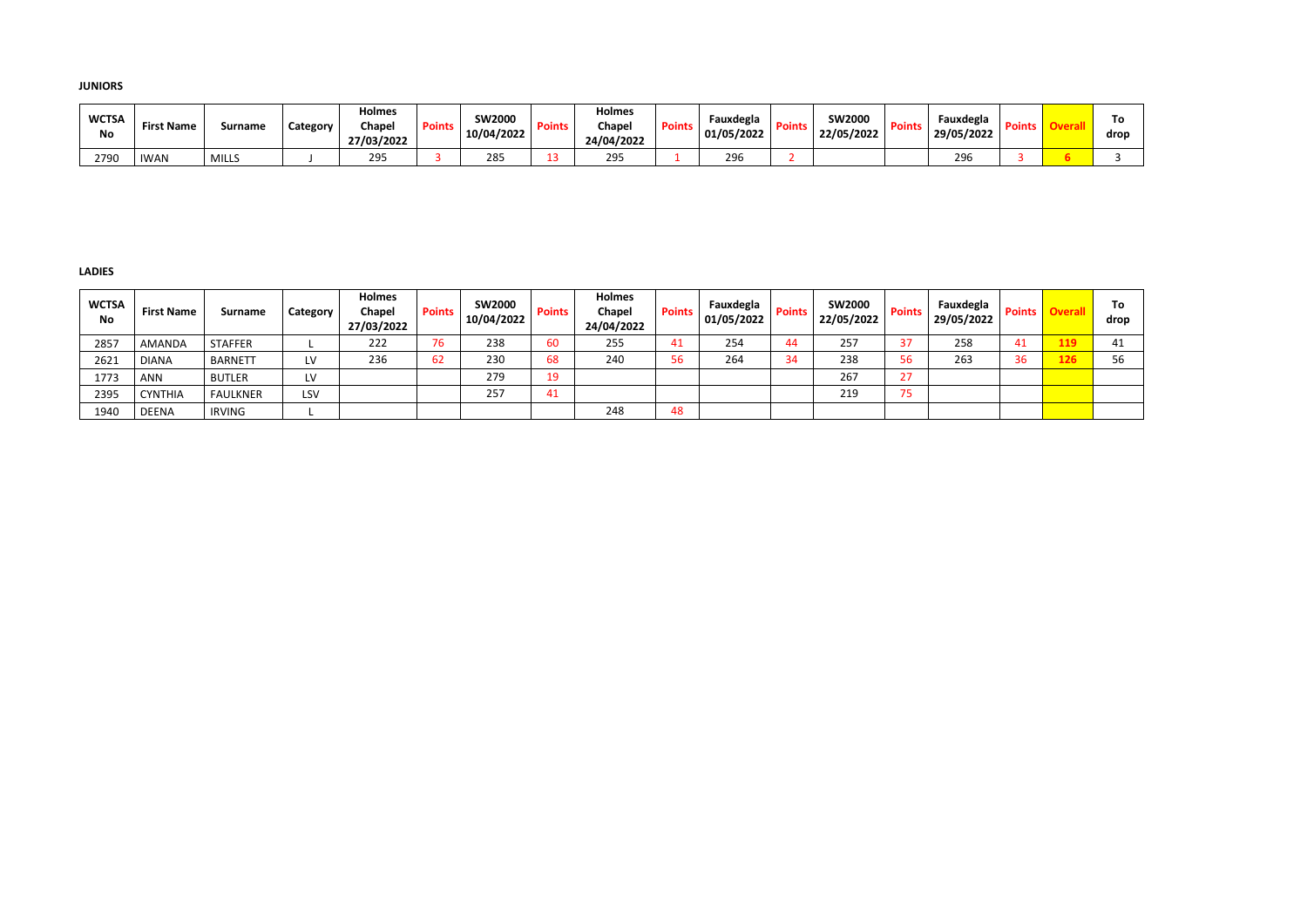**JUNIORS**

| WCTSA No | First Name | Surname | Category | Holmes Chapel 27/03/2022 | Points | SW2000 10/04/2022 | Points | Holmes Chapel 24/04/2022 | Points | Fauxdegla 01/05/2022 | Points | SW2000 22/05/2022 | Points | Fauxdegla 29/05/2022 | Points | Overall | To drop |
|---|---|---|---|---|---|---|---|---|---|---|---|---|---|---|---|---|---|
| 2790 | IWAN | MILLS | J | 295 | 3 | 285 | 13 | 295 | 1 | 296 | 2 | | | 296 | 3 | 6 | 3 |

**LADIES**

| WCTSA No | First Name | Surname | Category | Holmes Chapel 27/03/2022 | Points | SW2000 10/04/2022 | Points | Holmes Chapel 24/04/2022 | Points | Fauxdegla 01/05/2022 | Points | SW2000 22/05/2022 | Points | Fauxdegla 29/05/2022 | Points | Overall | To drop |
|---|---|---|---|---|---|---|---|---|---|---|---|---|---|---|---|---|---|
| 2857 | AMANDA | STAFFER | L | 222 | 76 | 238 | 60 | 255 | 41 | 254 | 44 | 257 | 37 | 258 | 41 | 119 | 41 |
| 2621 | DIANA | BARNETT | LV | 236 | 62 | 230 | 68 | 240 | 56 | 264 | 34 | 238 | 56 | 263 | 36 | 126 | 56 |
| 1773 | ANN | BUTLER | LV | | | 279 | 19 | | | | | 267 | 27 | | | | |
| 2395 | CYNTHIA | FAULKNER | LSV | | | 257 | 41 | | | | | 219 | 75 | | | | |
| 1940 | DEENA | IRVING | L | | | | | 248 | 48 | | | | | | | | |